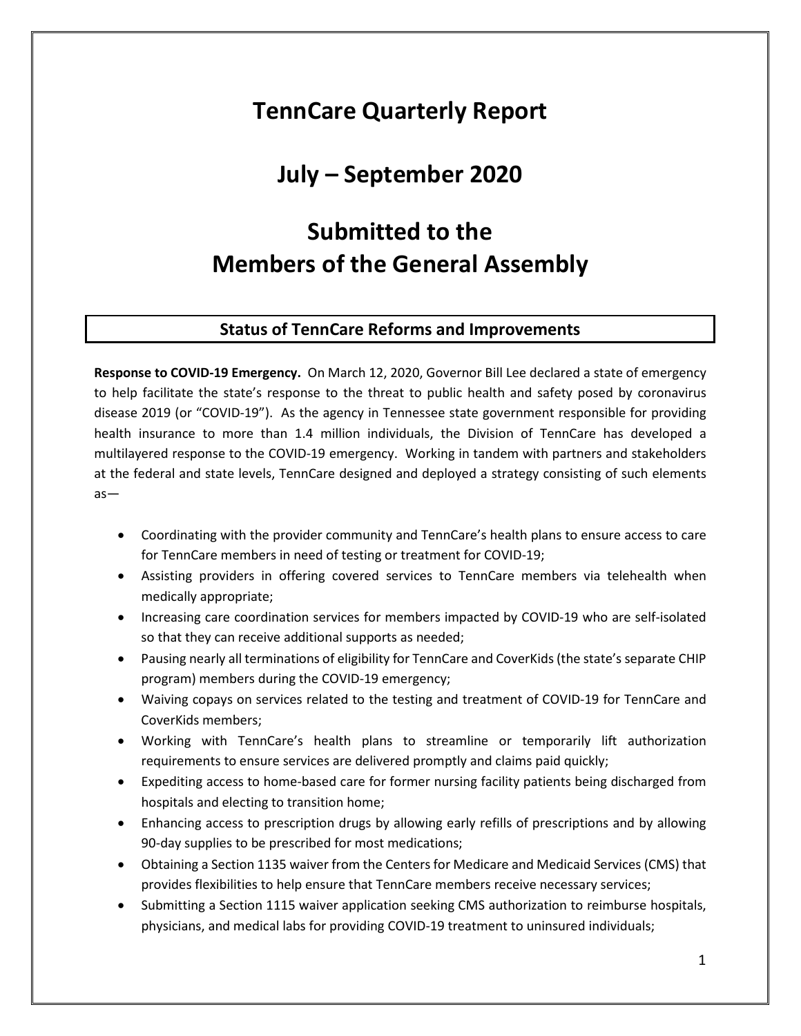# TennCare Quarterly Report

# July – September 2020

# Submitted to the Members of the General Assembly

## Status of TennCare Reforms and Improvements

**Response to COVID-19 Emergency.** On March 12, 2020, Governor Bill Lee declared a state of emergency to help facilitate the state's response to the threat to public health and safety posed by coronavirus disease 2019 (or "COVID-19"). As the agency in Tennessee state government responsible for providing health insurance to more than 1.4 million individuals, the Division of TennCare has developed a multilayered response to the COVID-19 emergency. Working in tandem with partners and stakeholders at the federal and state levels, TennCare designed and deployed a strategy consisting of such elements as—

- Coordinating with the provider community and TennCare's health plans to ensure access to care for TennCare members in need of testing or treatment for COVID-19;
- Assisting providers in offering covered services to TennCare members via telehealth when medically appropriate;
- Increasing care coordination services for members impacted by COVID-19 who are self-isolated so that they can receive additional supports as needed;
- Pausing nearly all terminations of eligibility for TennCare and CoverKids (the state's separate CHIP program) members during the COVID-19 emergency;
- Waiving copays on services related to the testing and treatment of COVID-19 for TennCare and CoverKids members;
- Working with TennCare's health plans to streamline or temporarily lift authorization requirements to ensure services are delivered promptly and claims paid quickly;
- Expediting access to home-based care for former nursing facility patients being discharged from hospitals and electing to transition home;
- Enhancing access to prescription drugs by allowing early refills of prescriptions and by allowing 90-day supplies to be prescribed for most medications;
- Obtaining a Section 1135 waiver from the Centers for Medicare and Medicaid Services (CMS) that provides flexibilities to help ensure that TennCare members receive necessary services;
- Submitting a Section 1115 waiver application seeking CMS authorization to reimburse hospitals, physicians, and medical labs for providing COVID-19 treatment to uninsured individuals;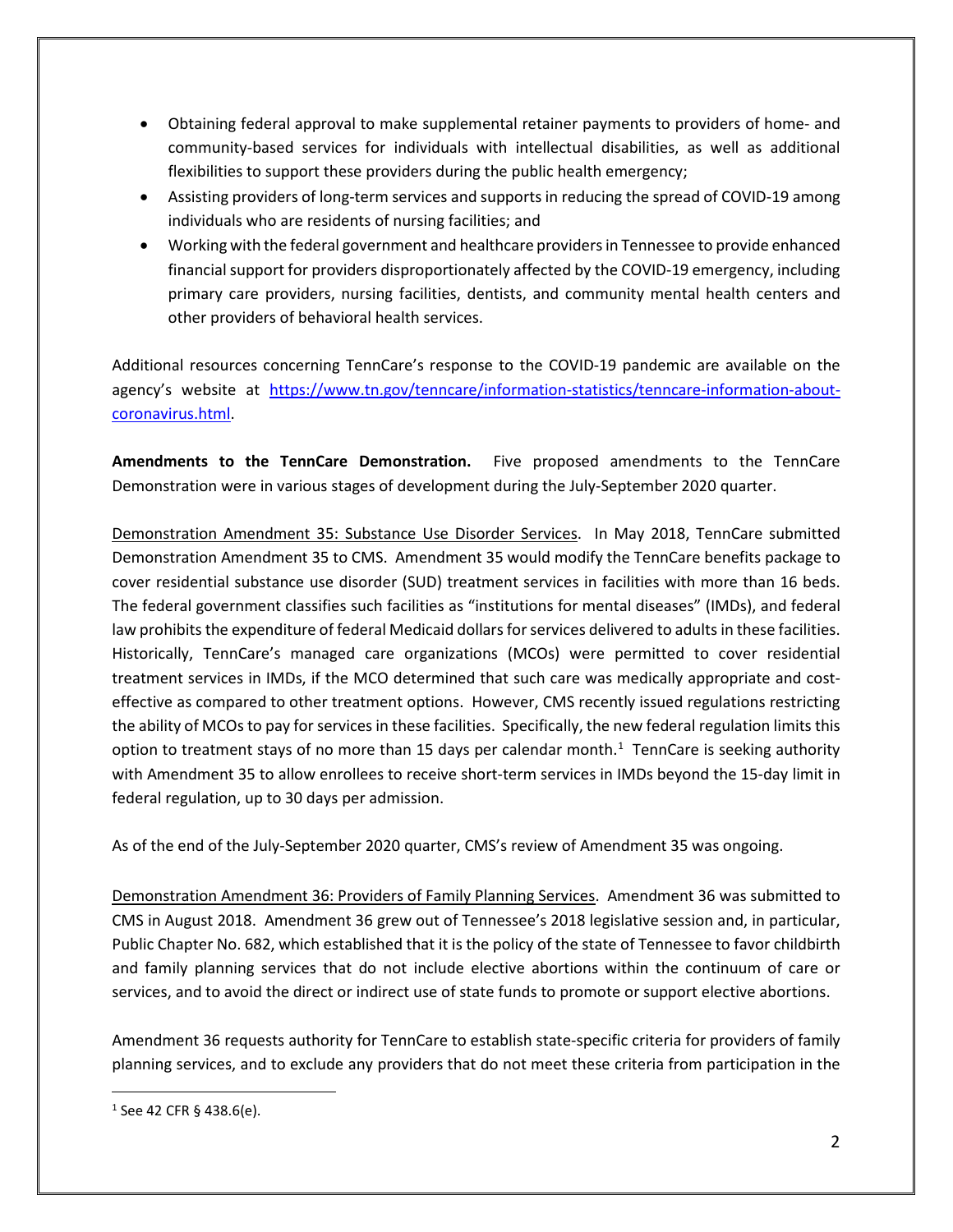- Obtaining federal approval to make supplemental retainer payments to providers of home- and community-based services for individuals with intellectual disabilities, as well as additional flexibilities to support these providers during the public health emergency;
- Assisting providers of long-term services and supports in reducing the spread of COVID-19 among individuals who are residents of nursing facilities; and
- Working with the federal government and healthcare providers in Tennessee to provide enhanced financial support for providers disproportionately affected by the COVID-19 emergency, including primary care providers, nursing facilities, dentists, and community mental health centers and other providers of behavioral health services.

Additional resources concerning TennCare's response to the COVID-19 pandemic are available on the agency's website at [https://www.tn.gov/tenncare/information-statistics/tenncare-information-about-coronavirus.html](https://www.tn.gov/tenncare/information-statistics/tenncare-information-about-coronavirus.html).

**Amendments to the TennCare Demonstration.** Five proposed amendments to the TennCare Demonstration were in various stages of development during the July-September 2020 quarter.

Demonstration Amendment 35: Substance Use Disorder Services. In May 2018, TennCare submitted Demonstration Amendment 35 to CMS. Amendment 35 would modify the TennCare benefits package to cover residential substance use disorder (SUD) treatment services in facilities with more than 16 beds. The federal government classifies such facilities as "institutions for mental diseases" (IMDs), and federal law prohibits the expenditure of federal Medicaid dollars for services delivered to adults in these facilities. Historically, TennCare's managed care organizations (MCOs) were permitted to cover residential treatment services in IMDs, if the MCO determined that such care was medically appropriate and cost-effective as compared to other treatment options. However, CMS recently issued regulations restricting the ability of MCOs to pay for services in these facilities. Specifically, the new federal regulation limits this option to treatment stays of no more than 15 days per calendar month.[1] TennCare is seeking authority with Amendment 35 to allow enrollees to receive short-term services in IMDs beyond the 15-day limit in federal regulation, up to 30 days per admission.

As of the end of the July-September 2020 quarter, CMS's review of Amendment 35 was ongoing.

Demonstration Amendment 36: Providers of Family Planning Services. Amendment 36 was submitted to CMS in August 2018. Amendment 36 grew out of Tennessee's 2018 legislative session and, in particular, Public Chapter No. 682, which established that it is the policy of the state of Tennessee to favor childbirth and family planning services that do not include elective abortions within the continuum of care or services, and to avoid the direct or indirect use of state funds to promote or support elective abortions.

Amendment 36 requests authority for TennCare to establish state-specific criteria for providers of family planning services, and to exclude any providers that do not meet these criteria from participation in the

[1] See 42 CFR § 438.6(e).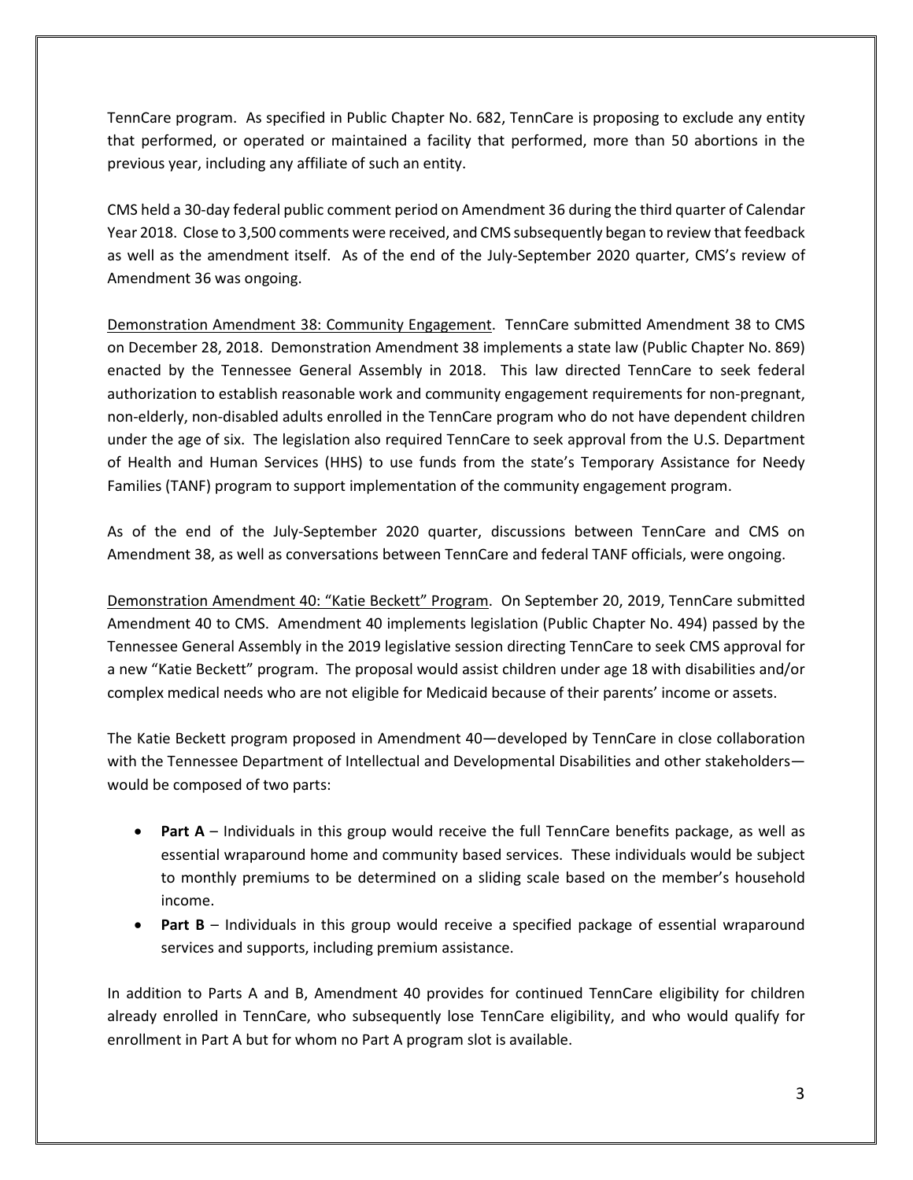TennCare program. As specified in Public Chapter No. 682, TennCare is proposing to exclude any entity that performed, or operated or maintained a facility that performed, more than 50 abortions in the previous year, including any affiliate of such an entity.

CMS held a 30-day federal public comment period on Amendment 36 during the third quarter of Calendar Year 2018. Close to 3,500 comments were received, and CMS subsequently began to review that feedback as well as the amendment itself. As of the end of the July-September 2020 quarter, CMS's review of Amendment 36 was ongoing.

Demonstration Amendment 38: Community Engagement. TennCare submitted Amendment 38 to CMS on December 28, 2018. Demonstration Amendment 38 implements a state law (Public Chapter No. 869) enacted by the Tennessee General Assembly in 2018. This law directed TennCare to seek federal authorization to establish reasonable work and community engagement requirements for non-pregnant, non-elderly, non-disabled adults enrolled in the TennCare program who do not have dependent children under the age of six. The legislation also required TennCare to seek approval from the U.S. Department of Health and Human Services (HHS) to use funds from the state's Temporary Assistance for Needy Families (TANF) program to support implementation of the community engagement program.

As of the end of the July-September 2020 quarter, discussions between TennCare and CMS on Amendment 38, as well as conversations between TennCare and federal TANF officials, were ongoing.

Demonstration Amendment 40: "Katie Beckett" Program. On September 20, 2019, TennCare submitted Amendment 40 to CMS. Amendment 40 implements legislation (Public Chapter No. 494) passed by the Tennessee General Assembly in the 2019 legislative session directing TennCare to seek CMS approval for a new "Katie Beckett" program. The proposal would assist children under age 18 with disabilities and/or complex medical needs who are not eligible for Medicaid because of their parents' income or assets.

The Katie Beckett program proposed in Amendment 40—developed by TennCare in close collaboration with the Tennessee Department of Intellectual and Developmental Disabilities and other stakeholders—would be composed of two parts:

- **Part A** – Individuals in this group would receive the full TennCare benefits package, as well as essential wraparound home and community based services. These individuals would be subject to monthly premiums to be determined on a sliding scale based on the member's household income.
- **Part B** – Individuals in this group would receive a specified package of essential wraparound services and supports, including premium assistance.

In addition to Parts A and B, Amendment 40 provides for continued TennCare eligibility for children already enrolled in TennCare, who subsequently lose TennCare eligibility, and who would qualify for enrollment in Part A but for whom no Part A program slot is available.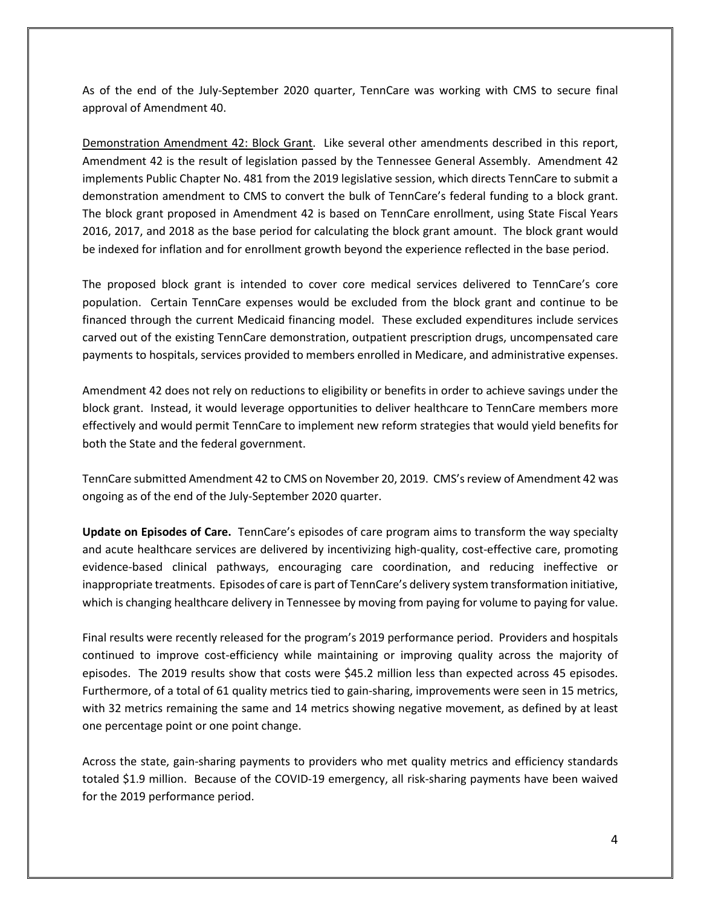As of the end of the July-September 2020 quarter, TennCare was working with CMS to secure final approval of Amendment 40.

<u>Demonstration Amendment 42: Block Grant</u>. Like several other amendments described in this report, Amendment 42 is the result of legislation passed by the Tennessee General Assembly. Amendment 42 implements Public Chapter No. 481 from the 2019 legislative session, which directs TennCare to submit a demonstration amendment to CMS to convert the bulk of TennCare's federal funding to a block grant. The block grant proposed in Amendment 42 is based on TennCare enrollment, using State Fiscal Years 2016, 2017, and 2018 as the base period for calculating the block grant amount. The block grant would be indexed for inflation and for enrollment growth beyond the experience reflected in the base period.

The proposed block grant is intended to cover core medical services delivered to TennCare's core population. Certain TennCare expenses would be excluded from the block grant and continue to be financed through the current Medicaid financing model. These excluded expenditures include services carved out of the existing TennCare demonstration, outpatient prescription drugs, uncompensated care payments to hospitals, services provided to members enrolled in Medicare, and administrative expenses.

Amendment 42 does not rely on reductions to eligibility or benefits in order to achieve savings under the block grant. Instead, it would leverage opportunities to deliver healthcare to TennCare members more effectively and would permit TennCare to implement new reform strategies that would yield benefits for both the State and the federal government.

TennCare submitted Amendment 42 to CMS on November 20, 2019. CMS's review of Amendment 42 was ongoing as of the end of the July-September 2020 quarter.

**Update on Episodes of Care.** TennCare's episodes of care program aims to transform the way specialty and acute healthcare services are delivered by incentivizing high-quality, cost-effective care, promoting evidence-based clinical pathways, encouraging care coordination, and reducing ineffective or inappropriate treatments. Episodes of care is part of TennCare's delivery system transformation initiative, which is changing healthcare delivery in Tennessee by moving from paying for volume to paying for value.

Final results were recently released for the program's 2019 performance period. Providers and hospitals continued to improve cost-efficiency while maintaining or improving quality across the majority of episodes. The 2019 results show that costs were $45.2 million less than expected across 45 episodes. Furthermore, of a total of 61 quality metrics tied to gain-sharing, improvements were seen in 15 metrics, with 32 metrics remaining the same and 14 metrics showing negative movement, as defined by at least one percentage point or one point change.

Across the state, gain-sharing payments to providers who met quality metrics and efficiency standards totaled $1.9 million. Because of the COVID-19 emergency, all risk-sharing payments have been waived for the 2019 performance period.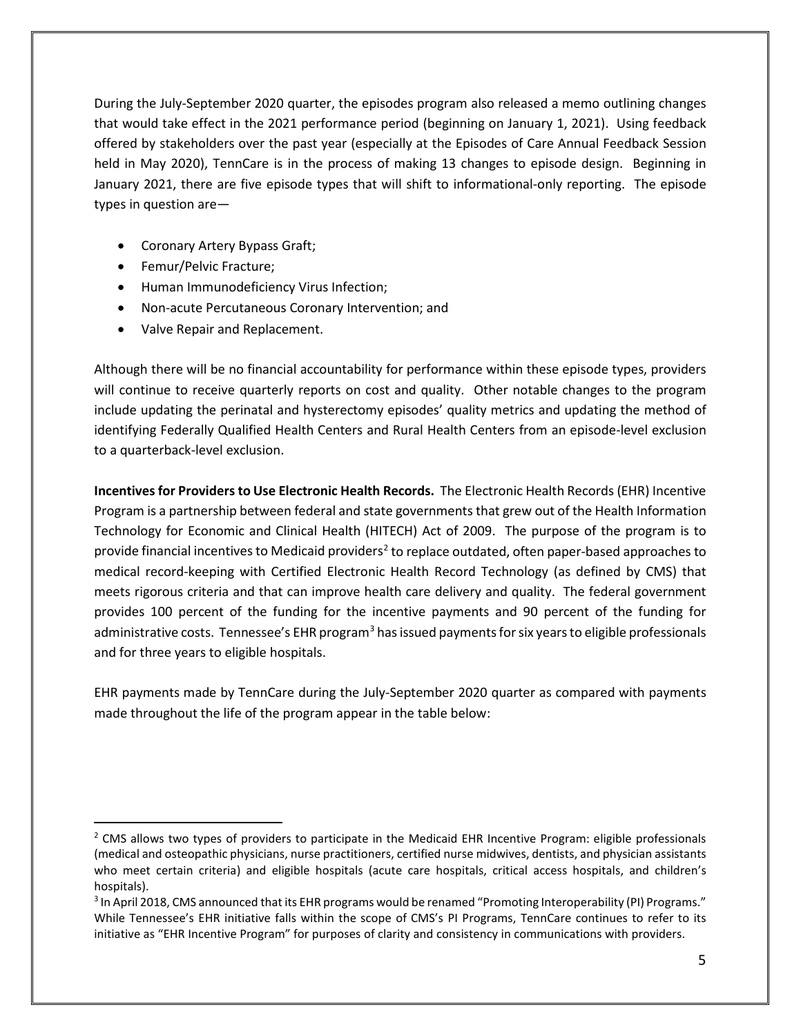During the July-September 2020 quarter, the episodes program also released a memo outlining changes that would take effect in the 2021 performance period (beginning on January 1, 2021). Using feedback offered by stakeholders over the past year (especially at the Episodes of Care Annual Feedback Session held in May 2020), TennCare is in the process of making 13 changes to episode design. Beginning in January 2021, there are five episode types that will shift to informational-only reporting. The episode types in question are—

- Coronary Artery Bypass Graft;
- Femur/Pelvic Fracture;
- Human Immunodeficiency Virus Infection;
- Non-acute Percutaneous Coronary Intervention; and
- Valve Repair and Replacement.

Although there will be no financial accountability for performance within these episode types, providers will continue to receive quarterly reports on cost and quality. Other notable changes to the program include updating the perinatal and hysterectomy episodes' quality metrics and updating the method of identifying Federally Qualified Health Centers and Rural Health Centers from an episode-level exclusion to a quarterback-level exclusion.

**Incentives for Providers to Use Electronic Health Records.** The Electronic Health Records (EHR) Incentive Program is a partnership between federal and state governments that grew out of the Health Information Technology for Economic and Clinical Health (HITECH) Act of 2009. The purpose of the program is to provide financial incentives to Medicaid providers[2] to replace outdated, often paper-based approaches to medical record-keeping with Certified Electronic Health Record Technology (as defined by CMS) that meets rigorous criteria and that can improve health care delivery and quality. The federal government provides 100 percent of the funding for the incentive payments and 90 percent of the funding for administrative costs. Tennessee's EHR program[3] has issued payments for six years to eligible professionals and for three years to eligible hospitals.

EHR payments made by TennCare during the July-September 2020 quarter as compared with payments made throughout the life of the program appear in the table below:

[2] CMS allows two types of providers to participate in the Medicaid EHR Incentive Program: eligible professionals (medical and osteopathic physicians, nurse practitioners, certified nurse midwives, dentists, and physician assistants who meet certain criteria) and eligible hospitals (acute care hospitals, critical access hospitals, and children's hospitals).

[3] In April 2018, CMS announced that its EHR programs would be renamed "Promoting Interoperability (PI) Programs." While Tennessee's EHR initiative falls within the scope of CMS's PI Programs, TennCare continues to refer to its initiative as "EHR Incentive Program" for purposes of clarity and consistency in communications with providers.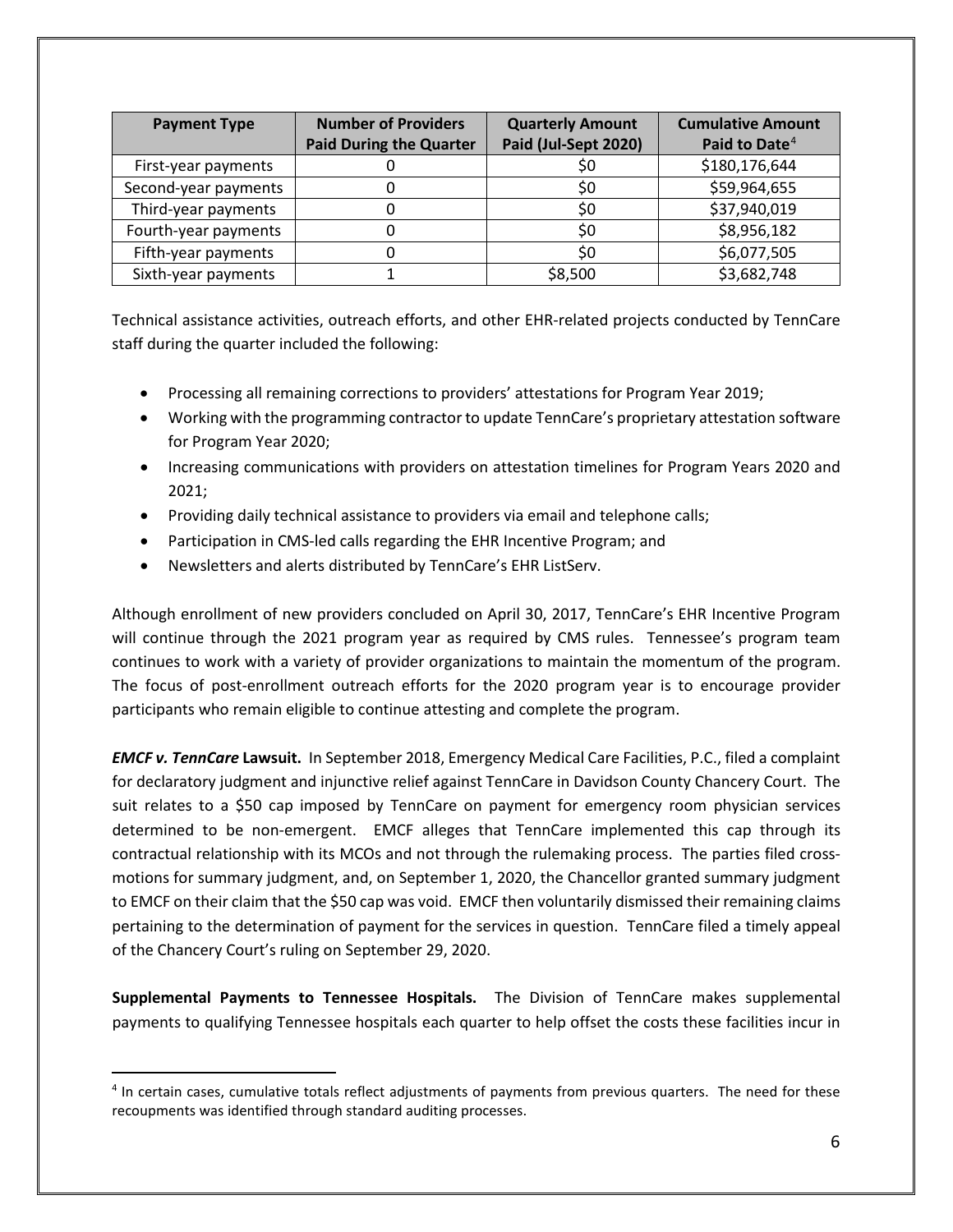| Payment Type | Number of Providers Paid During the Quarter | Quarterly Amount Paid (Jul-Sept 2020) | Cumulative Amount Paid to Date[4] |
|---|---|---|---|
| First-year payments | 0 | $0 | $180,176,644 |
| Second-year payments | 0 | $0 | $59,964,655 |
| Third-year payments | 0 | $0 | $37,940,019 |
| Fourth-year payments | 0 | $0 | $8,956,182 |
| Fifth-year payments | 0 | $0 | $6,077,505 |
| Sixth-year payments | 1 | $8,500 | $3,682,748 |

Technical assistance activities, outreach efforts, and other EHR-related projects conducted by TennCare staff during the quarter included the following:

- Processing all remaining corrections to providers' attestations for Program Year 2019;
- Working with the programming contractor to update TennCare's proprietary attestation software for Program Year 2020;
- Increasing communications with providers on attestation timelines for Program Years 2020 and 2021;
- Providing daily technical assistance to providers via email and telephone calls;
- Participation in CMS-led calls regarding the EHR Incentive Program; and
- Newsletters and alerts distributed by TennCare's EHR ListServ.

Although enrollment of new providers concluded on April 30, 2017, TennCare's EHR Incentive Program will continue through the 2021 program year as required by CMS rules. Tennessee's program team continues to work with a variety of provider organizations to maintain the momentum of the program. The focus of post-enrollment outreach efforts for the 2020 program year is to encourage provider participants who remain eligible to continue attesting and complete the program.

***EMCF v. TennCare* Lawsuit.** In September 2018, Emergency Medical Care Facilities, P.C., filed a complaint for declaratory judgment and injunctive relief against TennCare in Davidson County Chancery Court. The suit relates to a $50 cap imposed by TennCare on payment for emergency room physician services determined to be non-emergent. EMCF alleges that TennCare implemented this cap through its contractual relationship with its MCOs and not through the rulemaking process. The parties filed cross-motions for summary judgment, and, on September 1, 2020, the Chancellor granted summary judgment to EMCF on their claim that the $50 cap was void. EMCF then voluntarily dismissed their remaining claims pertaining to the determination of payment for the services in question. TennCare filed a timely appeal of the Chancery Court's ruling on September 29, 2020.

**Supplemental Payments to Tennessee Hospitals.** The Division of TennCare makes supplemental payments to qualifying Tennessee hospitals each quarter to help offset the costs these facilities incur in

[4] In certain cases, cumulative totals reflect adjustments of payments from previous quarters. The need for these recoupments was identified through standard auditing processes.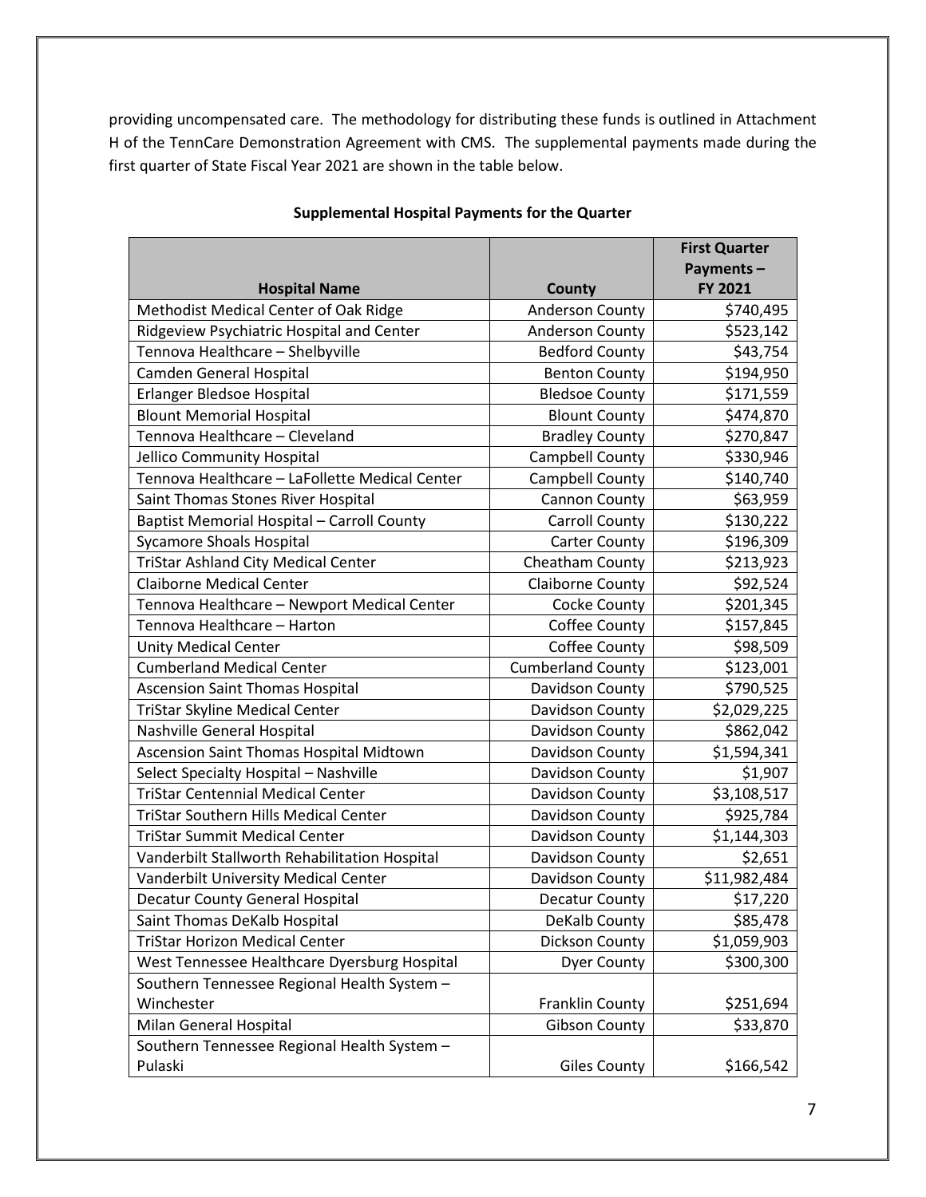providing uncompensated care. The methodology for distributing these funds is outlined in Attachment H of the TennCare Demonstration Agreement with CMS. The supplemental payments made during the first quarter of State Fiscal Year 2021 are shown in the table below.

**Supplemental Hospital Payments for the Quarter**

| Hospital Name | County | First Quarter Payments – FY 2021 |
|---|---|---|
| Methodist Medical Center of Oak Ridge | Anderson County | $740,495 |
| Ridgeview Psychiatric Hospital and Center | Anderson County | $523,142 |
| Tennova Healthcare – Shelbyville | Bedford County | $43,754 |
| Camden General Hospital | Benton County | $194,950 |
| Erlanger Bledsoe Hospital | Bledsoe County | $171,559 |
| Blount Memorial Hospital | Blount County | $474,870 |
| Tennova Healthcare – Cleveland | Bradley County | $270,847 |
| Jellico Community Hospital | Campbell County | $330,946 |
| Tennova Healthcare – LaFollette Medical Center | Campbell County | $140,740 |
| Saint Thomas Stones River Hospital | Cannon County | $63,959 |
| Baptist Memorial Hospital – Carroll County | Carroll County | $130,222 |
| Sycamore Shoals Hospital | Carter County | $196,309 |
| TriStar Ashland City Medical Center | Cheatham County | $213,923 |
| Claiborne Medical Center | Claiborne County | $92,524 |
| Tennova Healthcare – Newport Medical Center | Cocke County | $201,345 |
| Tennova Healthcare – Harton | Coffee County | $157,845 |
| Unity Medical Center | Coffee County | $98,509 |
| Cumberland Medical Center | Cumberland County | $123,001 |
| Ascension Saint Thomas Hospital | Davidson County | $790,525 |
| TriStar Skyline Medical Center | Davidson County | $2,029,225 |
| Nashville General Hospital | Davidson County | $862,042 |
| Ascension Saint Thomas Hospital Midtown | Davidson County | $1,594,341 |
| Select Specialty Hospital – Nashville | Davidson County | $1,907 |
| TriStar Centennial Medical Center | Davidson County | $3,108,517 |
| TriStar Southern Hills Medical Center | Davidson County | $925,784 |
| TriStar Summit Medical Center | Davidson County | $1,144,303 |
| Vanderbilt Stallworth Rehabilitation Hospital | Davidson County | $2,651 |
| Vanderbilt University Medical Center | Davidson County | $11,982,484 |
| Decatur County General Hospital | Decatur County | $17,220 |
| Saint Thomas DeKalb Hospital | DeKalb County | $85,478 |
| TriStar Horizon Medical Center | Dickson County | $1,059,903 |
| West Tennessee Healthcare Dyersburg Hospital | Dyer County | $300,300 |
| Southern Tennessee Regional Health System – Winchester | Franklin County | $251,694 |
| Milan General Hospital | Gibson County | $33,870 |
| Southern Tennessee Regional Health System – Pulaski | Giles County | $166,542 |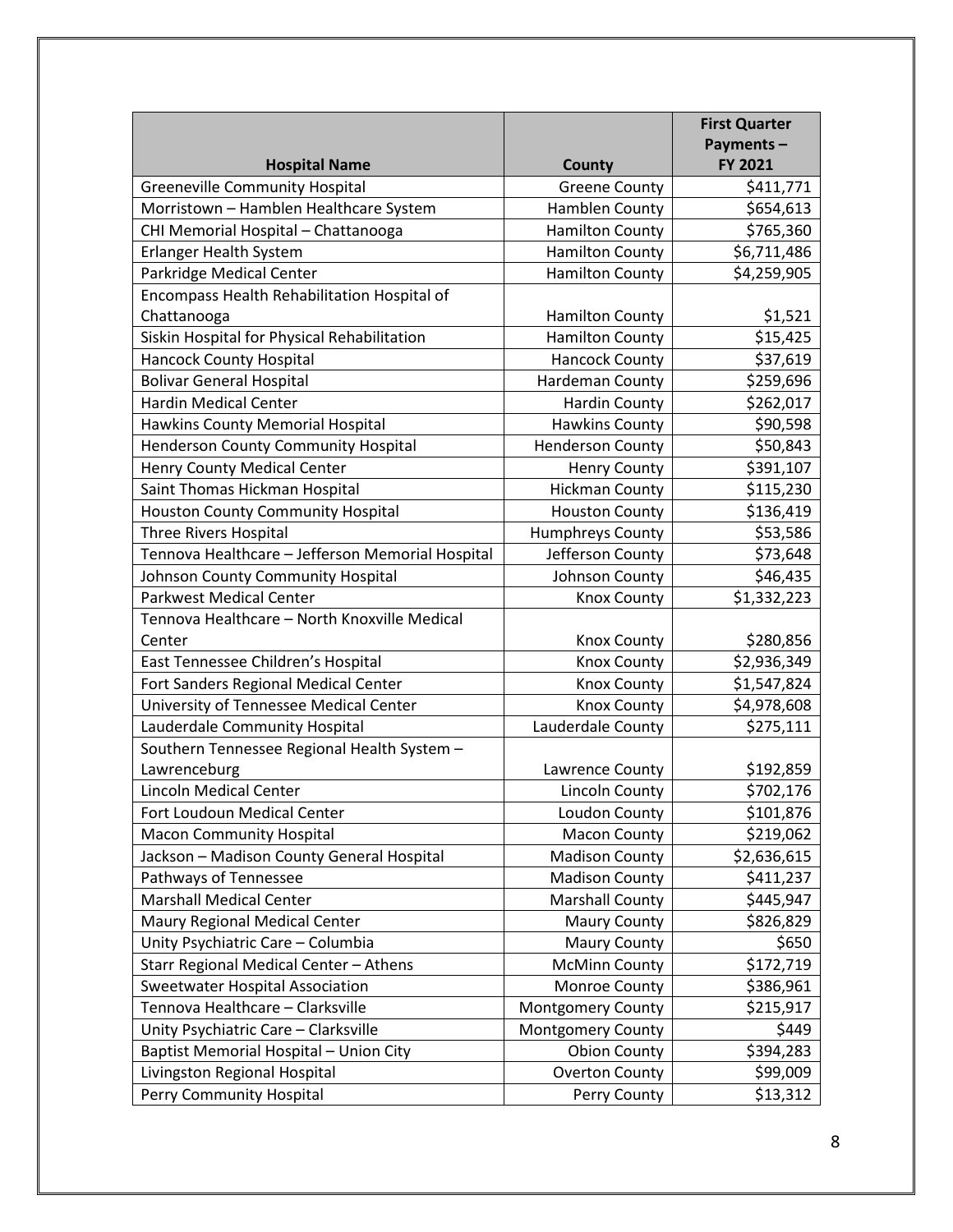| Hospital Name | County | First Quarter Payments – FY 2021 |
| --- | --- | --- |
| Greeneville Community Hospital | Greene County | $411,771 |
| Morristown – Hamblen Healthcare System | Hamblen County | $654,613 |
| CHI Memorial Hospital – Chattanooga | Hamilton County | $765,360 |
| Erlanger Health System | Hamilton County | $6,711,486 |
| Parkridge Medical Center | Hamilton County | $4,259,905 |
| Encompass Health Rehabilitation Hospital of Chattanooga | Hamilton County | $1,521 |
| Siskin Hospital for Physical Rehabilitation | Hamilton County | $15,425 |
| Hancock County Hospital | Hancock County | $37,619 |
| Bolivar General Hospital | Hardeman County | $259,696 |
| Hardin Medical Center | Hardin County | $262,017 |
| Hawkins County Memorial Hospital | Hawkins County | $90,598 |
| Henderson County Community Hospital | Henderson County | $50,843 |
| Henry County Medical Center | Henry County | $391,107 |
| Saint Thomas Hickman Hospital | Hickman County | $115,230 |
| Houston County Community Hospital | Houston County | $136,419 |
| Three Rivers Hospital | Humphreys County | $53,586 |
| Tennova Healthcare – Jefferson Memorial Hospital | Jefferson County | $73,648 |
| Johnson County Community Hospital | Johnson County | $46,435 |
| Parkwest Medical Center | Knox County | $1,332,223 |
| Tennova Healthcare – North Knoxville Medical Center | Knox County | $280,856 |
| East Tennessee Children's Hospital | Knox County | $2,936,349 |
| Fort Sanders Regional Medical Center | Knox County | $1,547,824 |
| University of Tennessee Medical Center | Knox County | $4,978,608 |
| Lauderdale Community Hospital | Lauderdale County | $275,111 |
| Southern Tennessee Regional Health System – Lawrenceburg | Lawrence County | $192,859 |
| Lincoln Medical Center | Lincoln County | $702,176 |
| Fort Loudoun Medical Center | Loudon County | $101,876 |
| Macon Community Hospital | Macon County | $219,062 |
| Jackson – Madison County General Hospital | Madison County | $2,636,615 |
| Pathways of Tennessee | Madison County | $411,237 |
| Marshall Medical Center | Marshall County | $445,947 |
| Maury Regional Medical Center | Maury County | $826,829 |
| Unity Psychiatric Care – Columbia | Maury County | $650 |
| Starr Regional Medical Center – Athens | McMinn County | $172,719 |
| Sweetwater Hospital Association | Monroe County | $386,961 |
| Tennova Healthcare – Clarksville | Montgomery County | $215,917 |
| Unity Psychiatric Care – Clarksville | Montgomery County | $449 |
| Baptist Memorial Hospital – Union City | Obion County | $394,283 |
| Livingston Regional Hospital | Overton County | $99,009 |
| Perry Community Hospital | Perry County | $13,312 |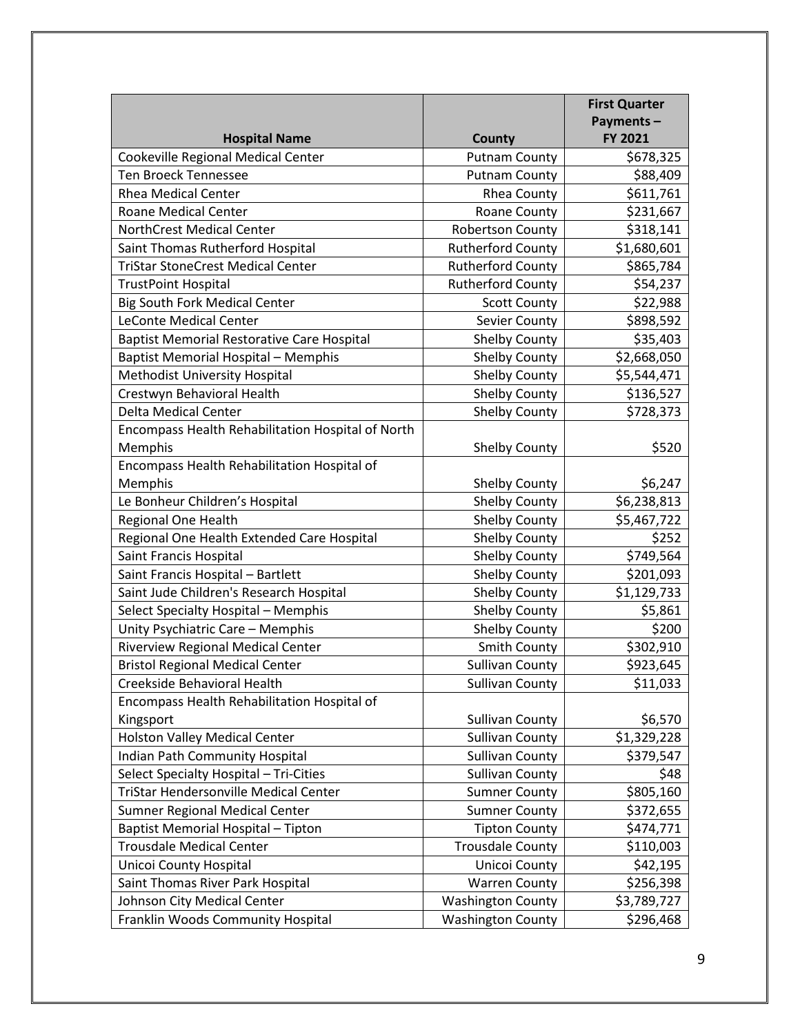| Hospital Name | County | First Quarter Payments – FY 2021 |
|---|---|---|
| Cookeville Regional Medical Center | Putnam County | $678,325 |
| Ten Broeck Tennessee | Putnam County | $88,409 |
| Rhea Medical Center | Rhea County | $611,761 |
| Roane Medical Center | Roane County | $231,667 |
| NorthCrest Medical Center | Robertson County | $318,141 |
| Saint Thomas Rutherford Hospital | Rutherford County | $1,680,601 |
| TriStar StoneCrest Medical Center | Rutherford County | $865,784 |
| TrustPoint Hospital | Rutherford County | $54,237 |
| Big South Fork Medical Center | Scott County | $22,988 |
| LeConte Medical Center | Sevier County | $898,592 |
| Baptist Memorial Restorative Care Hospital | Shelby County | $35,403 |
| Baptist Memorial Hospital – Memphis | Shelby County | $2,668,050 |
| Methodist University Hospital | Shelby County | $5,544,471 |
| Crestwyn Behavioral Health | Shelby County | $136,527 |
| Delta Medical Center | Shelby County | $728,373 |
| Encompass Health Rehabilitation Hospital of North Memphis | Shelby County | $520 |
| Encompass Health Rehabilitation Hospital of Memphis | Shelby County | $6,247 |
| Le Bonheur Children's Hospital | Shelby County | $6,238,813 |
| Regional One Health | Shelby County | $5,467,722 |
| Regional One Health Extended Care Hospital | Shelby County | $252 |
| Saint Francis Hospital | Shelby County | $749,564 |
| Saint Francis Hospital – Bartlett | Shelby County | $201,093 |
| Saint Jude Children's Research Hospital | Shelby County | $1,129,733 |
| Select Specialty Hospital – Memphis | Shelby County | $5,861 |
| Unity Psychiatric Care – Memphis | Shelby County | $200 |
| Riverview Regional Medical Center | Smith County | $302,910 |
| Bristol Regional Medical Center | Sullivan County | $923,645 |
| Creekside Behavioral Health | Sullivan County | $11,033 |
| Encompass Health Rehabilitation Hospital of Kingsport | Sullivan County | $6,570 |
| Holston Valley Medical Center | Sullivan County | $1,329,228 |
| Indian Path Community Hospital | Sullivan County | $379,547 |
| Select Specialty Hospital – Tri-Cities | Sullivan County | $48 |
| TriStar Hendersonville Medical Center | Sumner County | $805,160 |
| Sumner Regional Medical Center | Sumner County | $372,655 |
| Baptist Memorial Hospital – Tipton | Tipton County | $474,771 |
| Trousdale Medical Center | Trousdale County | $110,003 |
| Unicoi County Hospital | Unicoi County | $42,195 |
| Saint Thomas River Park Hospital | Warren County | $256,398 |
| Johnson City Medical Center | Washington County | $3,789,727 |
| Franklin Woods Community Hospital | Washington County | $296,468 |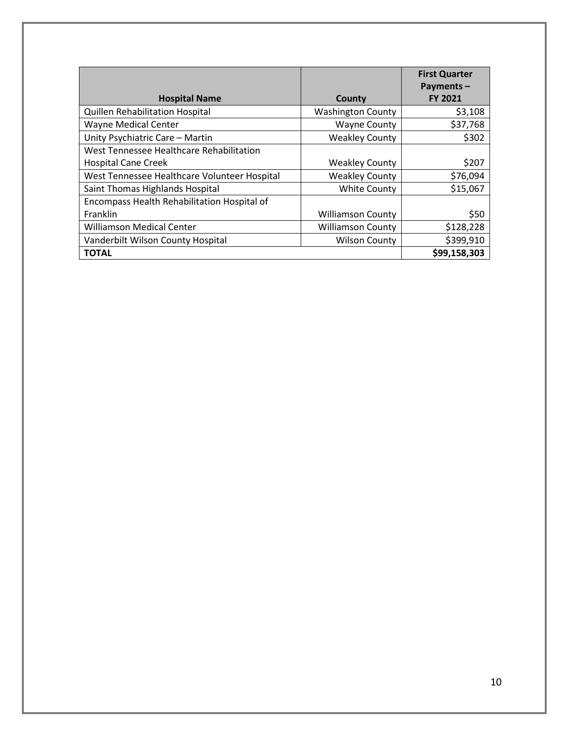| Hospital Name | County | First Quarter Payments – FY 2021 |
|---|---|---|
| Quillen Rehabilitation Hospital | Washington County | $3,108 |
| Wayne Medical Center | Wayne County | $37,768 |
| Unity Psychiatric Care – Martin | Weakley County | $302 |
| West Tennessee Healthcare Rehabilitation Hospital Cane Creek | Weakley County | $207 |
| West Tennessee Healthcare Volunteer Hospital | Weakley County | $76,094 |
| Saint Thomas Highlands Hospital | White County | $15,067 |
| Encompass Health Rehabilitation Hospital of Franklin | Williamson County | $50 |
| Williamson Medical Center | Williamson County | $128,228 |
| Vanderbilt Wilson County Hospital | Wilson County | $399,910 |
| **TOTAL** | | **$99,158,303** |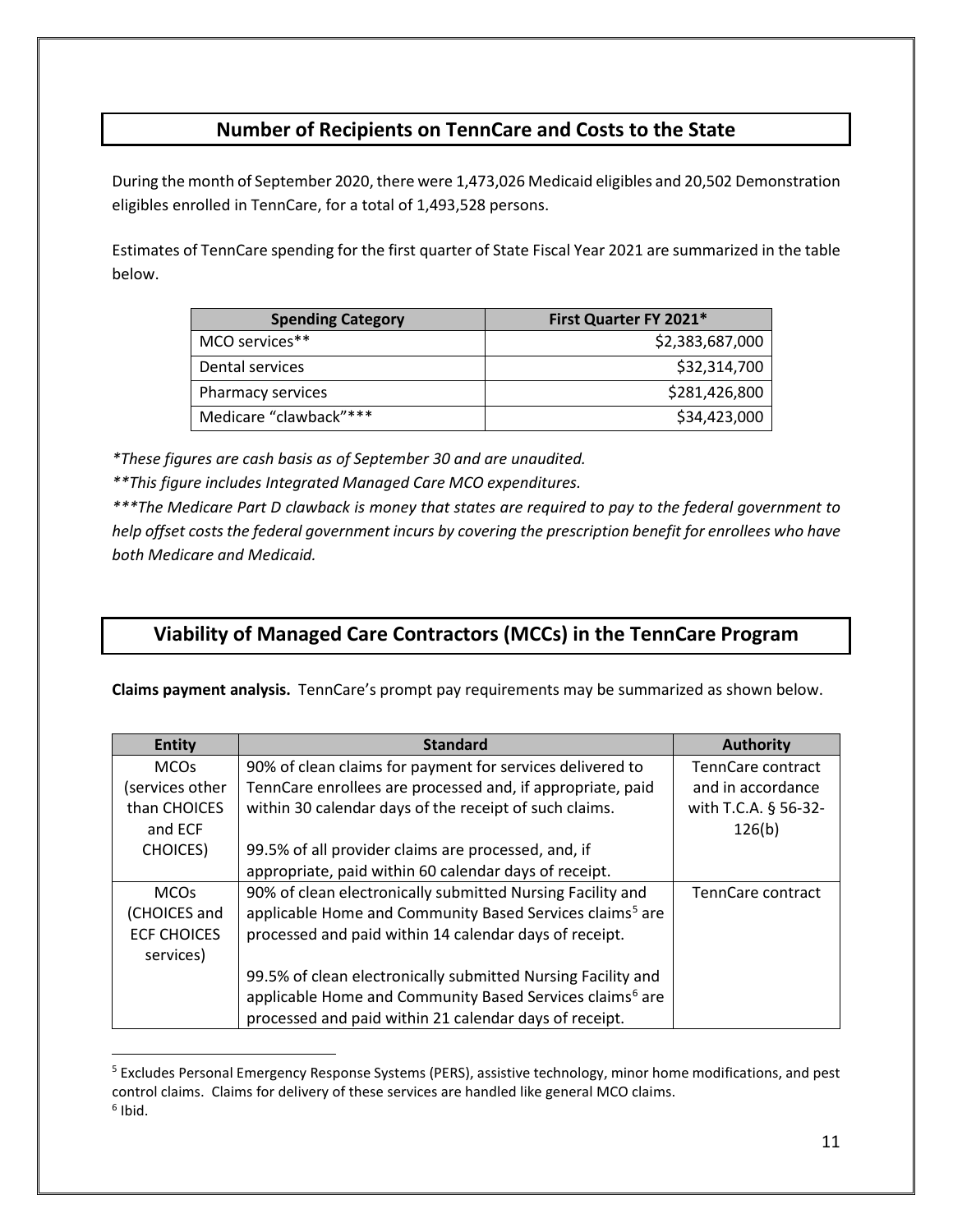## Number of Recipients on TennCare and Costs to the State

During the month of September 2020, there were 1,473,026 Medicaid eligibles and 20,502 Demonstration eligibles enrolled in TennCare, for a total of 1,493,528 persons.

Estimates of TennCare spending for the first quarter of State Fiscal Year 2021 are summarized in the table below.

| Spending Category | First Quarter FY 2021* |
|---|---:|
| MCO services** | $2,383,687,000 |
| Dental services | $32,314,700 |
| Pharmacy services | $281,426,800 |
| Medicare "clawback"*** | $34,423,000 |

*\*These figures are cash basis as of September 30 and are unaudited.*

*\*\*This figure includes Integrated Managed Care MCO expenditures.*

*\*\*\*The Medicare Part D clawback is money that states are required to pay to the federal government to help offset costs the federal government incurs by covering the prescription benefit for enrollees who have both Medicare and Medicaid.*

## Viability of Managed Care Contractors (MCCs) in the TennCare Program

**Claims payment analysis.** TennCare's prompt pay requirements may be summarized as shown below.

| Entity | Standard | Authority |
|---|---|---|
| MCOs (services other than CHOICES and ECF CHOICES) | 90% of clean claims for payment for services delivered to TennCare enrollees are processed and, if appropriate, paid within 30 calendar days of the receipt of such claims.<br><br>99.5% of all provider claims are processed, and, if appropriate, paid within 60 calendar days of receipt. | TennCare contract and in accordance with T.C.A. § 56-32-126(b) |
| MCOs (CHOICES and ECF CHOICES services) | 90% of clean electronically submitted Nursing Facility and applicable Home and Community Based Services claims[5] are processed and paid within 14 calendar days of receipt.<br><br>99.5% of clean electronically submitted Nursing Facility and applicable Home and Community Based Services claims[6] are processed and paid within 21 calendar days of receipt. | TennCare contract |

[5] Excludes Personal Emergency Response Systems (PERS), assistive technology, minor home modifications, and pest control claims. Claims for delivery of these services are handled like general MCO claims.

[6] Ibid.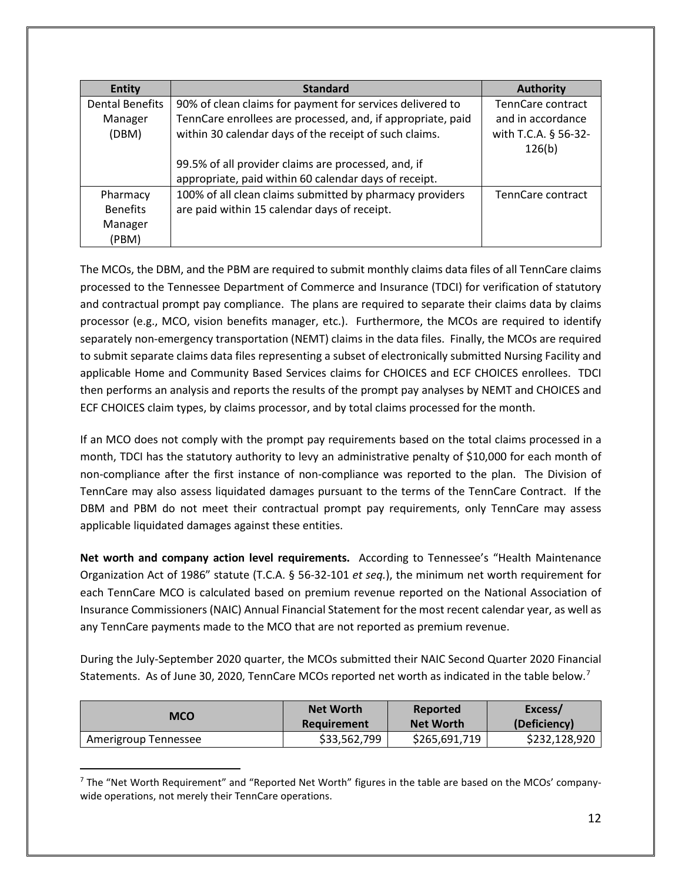| Entity | Standard | Authority |
|---|---|---|
| Dental Benefits Manager (DBM) | 90% of clean claims for payment for services delivered to TennCare enrollees are processed, and, if appropriate, paid within 30 calendar days of the receipt of such claims.<br><br>99.5% of all provider claims are processed, and, if appropriate, paid within 60 calendar days of receipt. | TennCare contract and in accordance with T.C.A. § 56-32-126(b) |
| Pharmacy Benefits Manager (PBM) | 100% of all clean claims submitted by pharmacy providers are paid within 15 calendar days of receipt. | TennCare contract |

The MCOs, the DBM, and the PBM are required to submit monthly claims data files of all TennCare claims processed to the Tennessee Department of Commerce and Insurance (TDCI) for verification of statutory and contractual prompt pay compliance. The plans are required to separate their claims data by claims processor (e.g., MCO, vision benefits manager, etc.). Furthermore, the MCOs are required to identify separately non-emergency transportation (NEMT) claims in the data files. Finally, the MCOs are required to submit separate claims data files representing a subset of electronically submitted Nursing Facility and applicable Home and Community Based Services claims for CHOICES and ECF CHOICES enrollees. TDCI then performs an analysis and reports the results of the prompt pay analyses by NEMT and CHOICES and ECF CHOICES claim types, by claims processor, and by total claims processed for the month.

If an MCO does not comply with the prompt pay requirements based on the total claims processed in a month, TDCI has the statutory authority to levy an administrative penalty of $10,000 for each month of non-compliance after the first instance of non-compliance was reported to the plan. The Division of TennCare may also assess liquidated damages pursuant to the terms of the TennCare Contract. If the DBM and PBM do not meet their contractual prompt pay requirements, only TennCare may assess applicable liquidated damages against these entities.

**Net worth and company action level requirements.** According to Tennessee's "Health Maintenance Organization Act of 1986" statute (T.C.A. § 56-32-101 *et seq.*), the minimum net worth requirement for each TennCare MCO is calculated based on premium revenue reported on the National Association of Insurance Commissioners (NAIC) Annual Financial Statement for the most recent calendar year, as well as any TennCare payments made to the MCO that are not reported as premium revenue.

During the July-September 2020 quarter, the MCOs submitted their NAIC Second Quarter 2020 Financial Statements. As of June 30, 2020, TennCare MCOs reported net worth as indicated in the table below.[7]

| MCO | Net Worth Requirement | Reported Net Worth | Excess/ (Deficiency) |
|---|---|---|---|
| Amerigroup Tennessee | $33,562,799 | $265,691,719 | $232,128,920 |

[7] The "Net Worth Requirement" and "Reported Net Worth" figures in the table are based on the MCOs' company-wide operations, not merely their TennCare operations.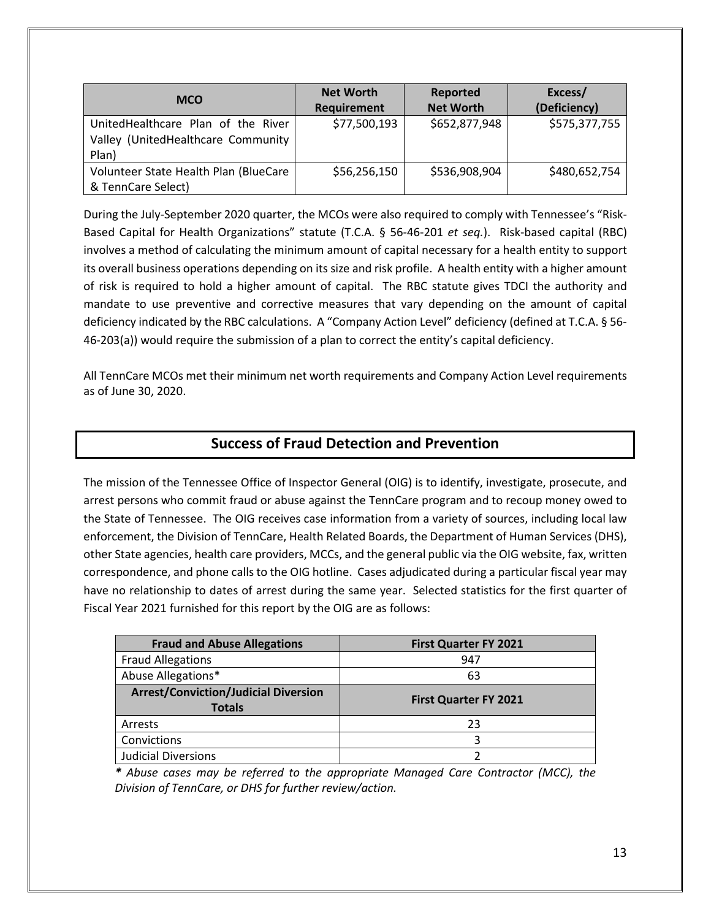| MCO | Net Worth Requirement | Reported Net Worth | Excess/ (Deficiency) |
|---|---|---|---|
| UnitedHealthcare Plan of the River Valley (UnitedHealthcare Community Plan) | $77,500,193 | $652,877,948 | $575,377,755 |
| Volunteer State Health Plan (BlueCare & TennCare Select) | $56,256,150 | $536,908,904 | $480,652,754 |

During the July-September 2020 quarter, the MCOs were also required to comply with Tennessee's "Risk-Based Capital for Health Organizations" statute (T.C.A. § 56-46-201 *et seq.*). Risk-based capital (RBC) involves a method of calculating the minimum amount of capital necessary for a health entity to support its overall business operations depending on its size and risk profile. A health entity with a higher amount of risk is required to hold a higher amount of capital. The RBC statute gives TDCI the authority and mandate to use preventive and corrective measures that vary depending on the amount of capital deficiency indicated by the RBC calculations. A "Company Action Level" deficiency (defined at T.C.A. § 56-46-203(a)) would require the submission of a plan to correct the entity's capital deficiency.

All TennCare MCOs met their minimum net worth requirements and Company Action Level requirements as of June 30, 2020.

## Success of Fraud Detection and Prevention

The mission of the Tennessee Office of Inspector General (OIG) is to identify, investigate, prosecute, and arrest persons who commit fraud or abuse against the TennCare program and to recoup money owed to the State of Tennessee. The OIG receives case information from a variety of sources, including local law enforcement, the Division of TennCare, Health Related Boards, the Department of Human Services (DHS), other State agencies, health care providers, MCCs, and the general public via the OIG website, fax, written correspondence, and phone calls to the OIG hotline. Cases adjudicated during a particular fiscal year may have no relationship to dates of arrest during the same year. Selected statistics for the first quarter of Fiscal Year 2021 furnished for this report by the OIG are as follows:

| Fraud and Abuse Allegations | First Quarter FY 2021 |
|---|---|
| Fraud Allegations | 947 |
| Abuse Allegations* | 63 |
| **Arrest/Conviction/Judicial Diversion Totals** | **First Quarter FY 2021** |
| Arrests | 23 |
| Convictions | 3 |
| Judicial Diversions | 2 |

*\* Abuse cases may be referred to the appropriate Managed Care Contractor (MCC), the Division of TennCare, or DHS for further review/action.*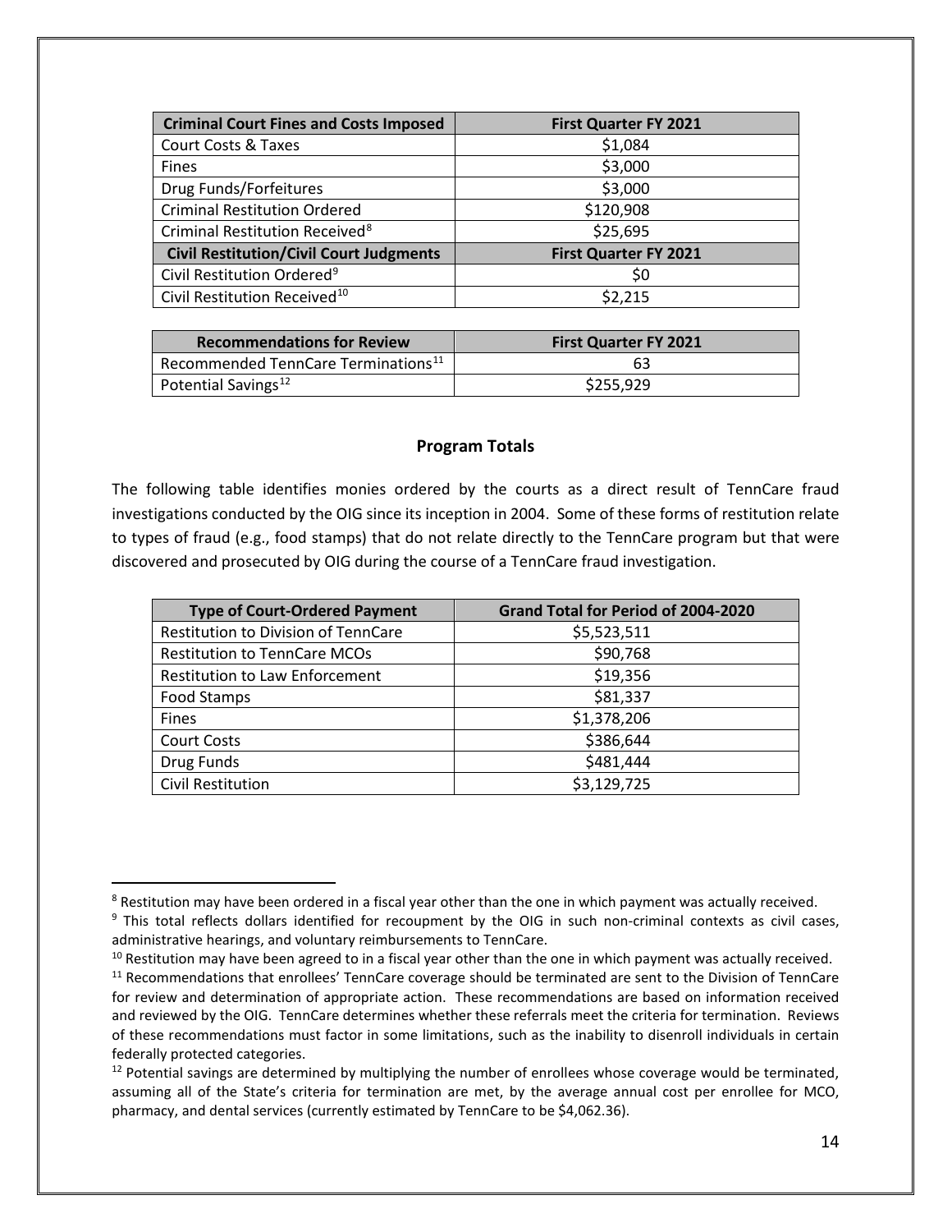| Criminal Court Fines and Costs Imposed | First Quarter FY 2021 |
| --- | --- |
| Court Costs & Taxes | $1,084 |
| Fines | $3,000 |
| Drug Funds/Forfeitures | $3,000 |
| Criminal Restitution Ordered | $120,908 |
| Criminal Restitution Received[8] | $25,695 |
| **Civil Restitution/Civil Court Judgments** | **First Quarter FY 2021** |
| Civil Restitution Ordered[9] | $0 |
| Civil Restitution Received[10] | $2,215 |

| Recommendations for Review | First Quarter FY 2021 |
| --- | --- |
| Recommended TennCare Terminations[11] | 63 |
| Potential Savings[12] | $255,929 |

## Program Totals

The following table identifies monies ordered by the courts as a direct result of TennCare fraud investigations conducted by the OIG since its inception in 2004. Some of these forms of restitution relate to types of fraud (e.g., food stamps) that do not relate directly to the TennCare program but that were discovered and prosecuted by OIG during the course of a TennCare fraud investigation.

| Type of Court-Ordered Payment | Grand Total for Period of 2004-2020 |
| --- | --- |
| Restitution to Division of TennCare | $5,523,511 |
| Restitution to TennCare MCOs | $90,768 |
| Restitution to Law Enforcement | $19,356 |
| Food Stamps | $81,337 |
| Fines | $1,378,206 |
| Court Costs | $386,644 |
| Drug Funds | $481,444 |
| Civil Restitution | $3,129,725 |

[8] Restitution may have been ordered in a fiscal year other than the one in which payment was actually received.

[9] This total reflects dollars identified for recoupment by the OIG in such non-criminal contexts as civil cases, administrative hearings, and voluntary reimbursements to TennCare.

[10] Restitution may have been agreed to in a fiscal year other than the one in which payment was actually received.

[11] Recommendations that enrollees' TennCare coverage should be terminated are sent to the Division of TennCare for review and determination of appropriate action. These recommendations are based on information received and reviewed by the OIG. TennCare determines whether these referrals meet the criteria for termination. Reviews of these recommendations must factor in some limitations, such as the inability to disenroll individuals in certain federally protected categories.

[12] Potential savings are determined by multiplying the number of enrollees whose coverage would be terminated, assuming all of the State's criteria for termination are met, by the average annual cost per enrollee for MCO, pharmacy, and dental services (currently estimated by TennCare to be $4,062.36).